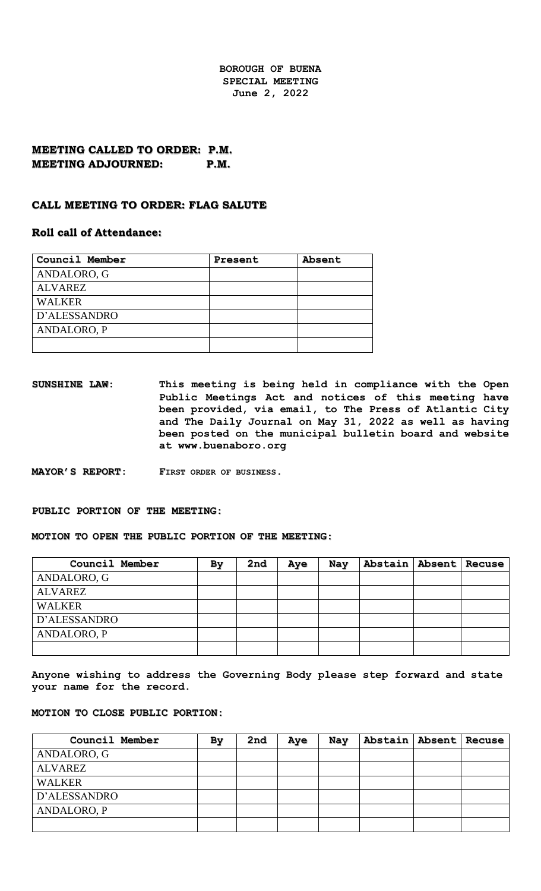**BOROUGH OF BUENA**
**SPECIAL MEETING**
**June 2, 2022**

**MEETING CALLED TO ORDER: P.M.**
**MEETING ADJOURNED: P.M.**

**CALL MEETING TO ORDER: FLAG SALUTE**

**Roll call of Attendance:**

| Council Member | Present | Absent |
|---|---|---|
| ANDALORO, G | | |
| ALVAREZ | | |
| WALKER | | |
| D'ALESSANDRO | | |
| ANDALORO, P | | |
| | | |

**SUNSHINE LAW**: **This meeting is being held in compliance with the Open Public Meetings Act and notices of this meeting have been provided, via email, to The Press of Atlantic City and The Daily Journal on May 31, 2022 as well as having been posted on the municipal bulletin board and website at www.buenaboro.org**

**MAYOR'S REPORT**: **FIRST ORDER OF BUSINESS.**

**PUBLIC PORTION OF THE MEETING:**

**MOTION TO OPEN THE PUBLIC PORTION OF THE MEETING:**

| Council Member | By | 2nd | Aye | Nay | Abstain | Absent | Recuse |
|---|---|---|---|---|---|---|---|
| ANDALORO, G | | | | | | | |
| ALVAREZ | | | | | | | |
| WALKER | | | | | | | |
| D'ALESSANDRO | | | | | | | |
| ANDALORO, P | | | | | | | |
| | | | | | | | |

**Anyone wishing to address the Governing Body please step forward and state your name for the record.**

**MOTION TO CLOSE PUBLIC PORTION:**

| Council Member | By | 2nd | Aye | Nay | Abstain | Absent | Recuse |
|---|---|---|---|---|---|---|---|
| ANDALORO, G | | | | | | | |
| ALVAREZ | | | | | | | |
| WALKER | | | | | | | |
| D'ALESSANDRO | | | | | | | |
| ANDALORO, P | | | | | | | |
| | | | | | | | |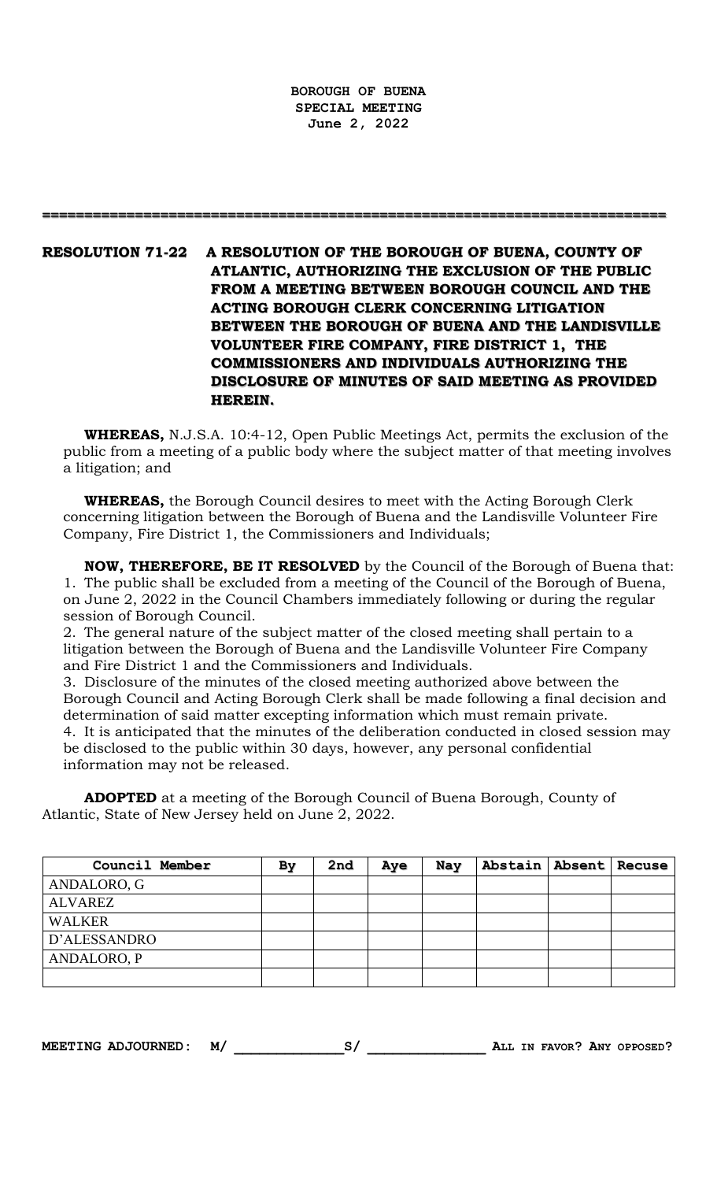**BOROUGH OF BUENA**
**SPECIAL MEETING**
**June 2, 2022**

---

**RESOLUTION 71-22 A RESOLUTION OF THE BOROUGH OF BUENA, COUNTY OF ATLANTIC, AUTHORIZING THE EXCLUSION OF THE PUBLIC FROM A MEETING BETWEEN BOROUGH COUNCIL AND THE ACTING BOROUGH CLERK CONCERNING LITIGATION BETWEEN THE BOROUGH OF BUENA AND THE LANDISVILLE VOLUNTEER FIRE COMPANY, FIRE DISTRICT 1, THE COMMISSIONERS AND INDIVIDUALS AUTHORIZING THE DISCLOSURE OF MINUTES OF SAID MEETING AS PROVIDED HEREIN.**

**WHEREAS,** N.J.S.A. 10:4-12, Open Public Meetings Act, permits the exclusion of the public from a meeting of a public body where the subject matter of that meeting involves a litigation; and

**WHEREAS,** the Borough Council desires to meet with the Acting Borough Clerk concerning litigation between the Borough of Buena and the Landisville Volunteer Fire Company, Fire District 1, the Commissioners and Individuals;

**NOW, THEREFORE, BE IT RESOLVED** by the Council of the Borough of Buena that:

1. The public shall be excluded from a meeting of the Council of the Borough of Buena, on June 2, 2022 in the Council Chambers immediately following or during the regular session of Borough Council.
2. The general nature of the subject matter of the closed meeting shall pertain to a litigation between the Borough of Buena and the Landisville Volunteer Fire Company and Fire District 1 and the Commissioners and Individuals.
3. Disclosure of the minutes of the closed meeting authorized above between the Borough Council and Acting Borough Clerk shall be made following a final decision and determination of said matter excepting information which must remain private.
4. It is anticipated that the minutes of the deliberation conducted in closed session may be disclosed to the public within 30 days, however, any personal confidential information may not be released.

**ADOPTED** at a meeting of the Borough Council of Buena Borough, County of Atlantic, State of New Jersey held on June 2, 2022.

| Council Member | By | 2nd | Aye | Nay | Abstain | Absent | Recuse |
|---|---|---|---|---|---|---|---|
| ANDALORO, G | | | | | | | |
| ALVAREZ | | | | | | | |
| WALKER | | | | | | | |
| D'ALESSANDRO | | | | | | | |
| ANDALORO, P | | | | | | | |
| | | | | | | | |

**MEETING ADJOURNED: M/ _____________ S/ ______________ ALL IN FAVOR? ANY OPPOSED?**